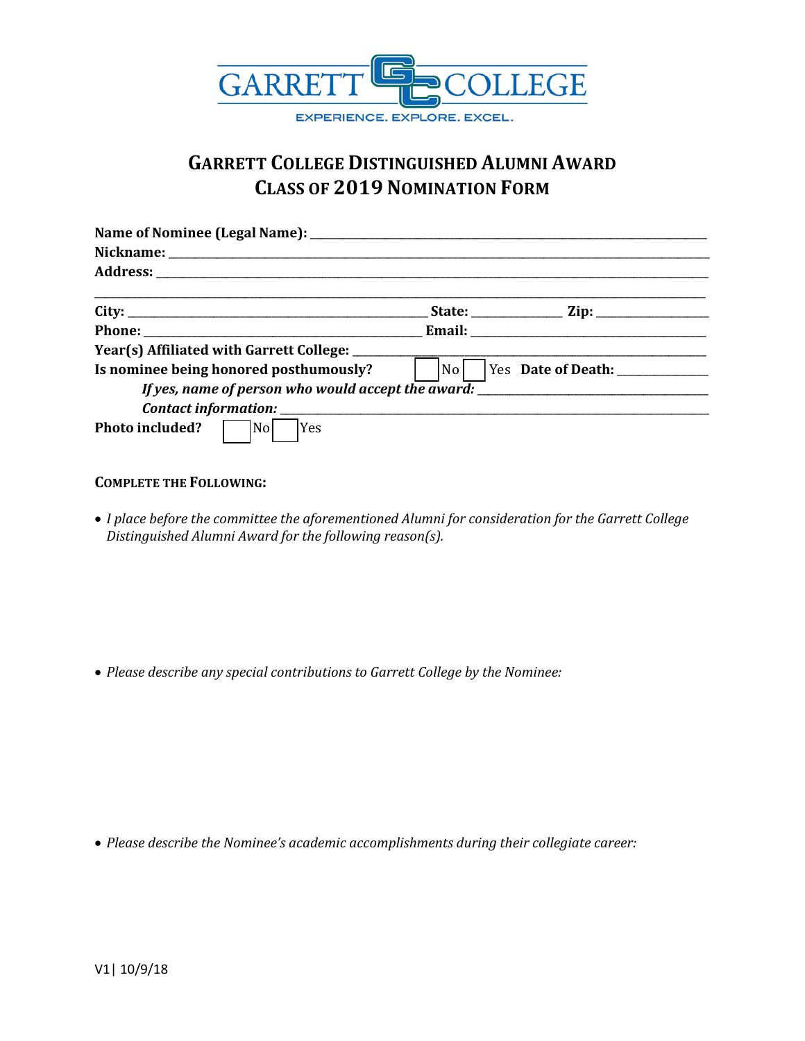# GARRETT COLLEGE DISTINGUISHED ALUMNI AWARD
## CLASS OF 2019 NOMINATION FORM

**Name of Nominee (Legal Name):** ____________________________________________

**Nickname:** ____________________________________________

**Address:** ____________________________________________

____________________________________________

**City:** ______________________ **State:** __________ **Zip:** __________

**Phone:** ______________________ **Email:** ______________________

**Year(s) Affiliated with Garrett College:** ______________________

**Is nominee being honored posthumously?** ☐ No ☐ Yes **Date of Death:** __________

*If yes, name of person who would accept the award:* ______________________

*Contact information:* ______________________

**Photo included?** ☐ No ☐ Yes

**COMPLETE THE FOLLOWING:**

- *I place before the committee the aforementioned Alumni for consideration for the Garrett College Distinguished Alumni Award for the following reason(s).*

- *Please describe any special contributions to Garrett College by the Nominee:*

- *Please describe the Nominee's academic accomplishments during their collegiate career:*

V1| 10/9/18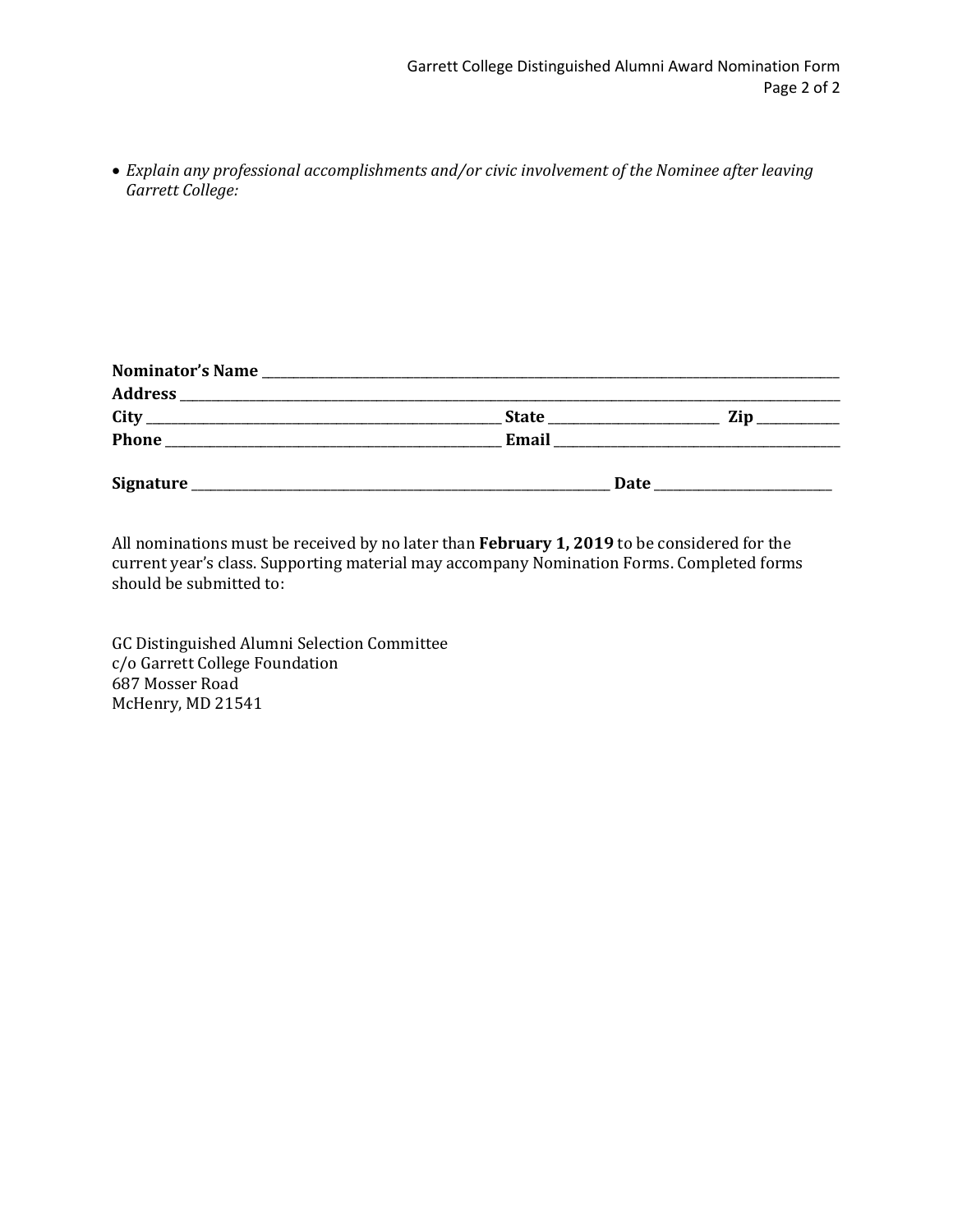- *Explain any professional accomplishments and/or civic involvement of the Nominee after leaving Garrett College:*

**Nominator's Name** ______________________________________________

**Address** ______________________________________________

**City** ______________________________ **State** ______________ **Zip** ________

**Phone** ______________________________ **Email** ______________________________

**Signature** ______________________________________ **Date** ______________

All nominations must be received by no later than **February 1, 2019** to be considered for the current year's class. Supporting material may accompany Nomination Forms. Completed forms should be submitted to:

GC Distinguished Alumni Selection Committee
c/o Garrett College Foundation
687 Mosser Road
McHenry, MD 21541